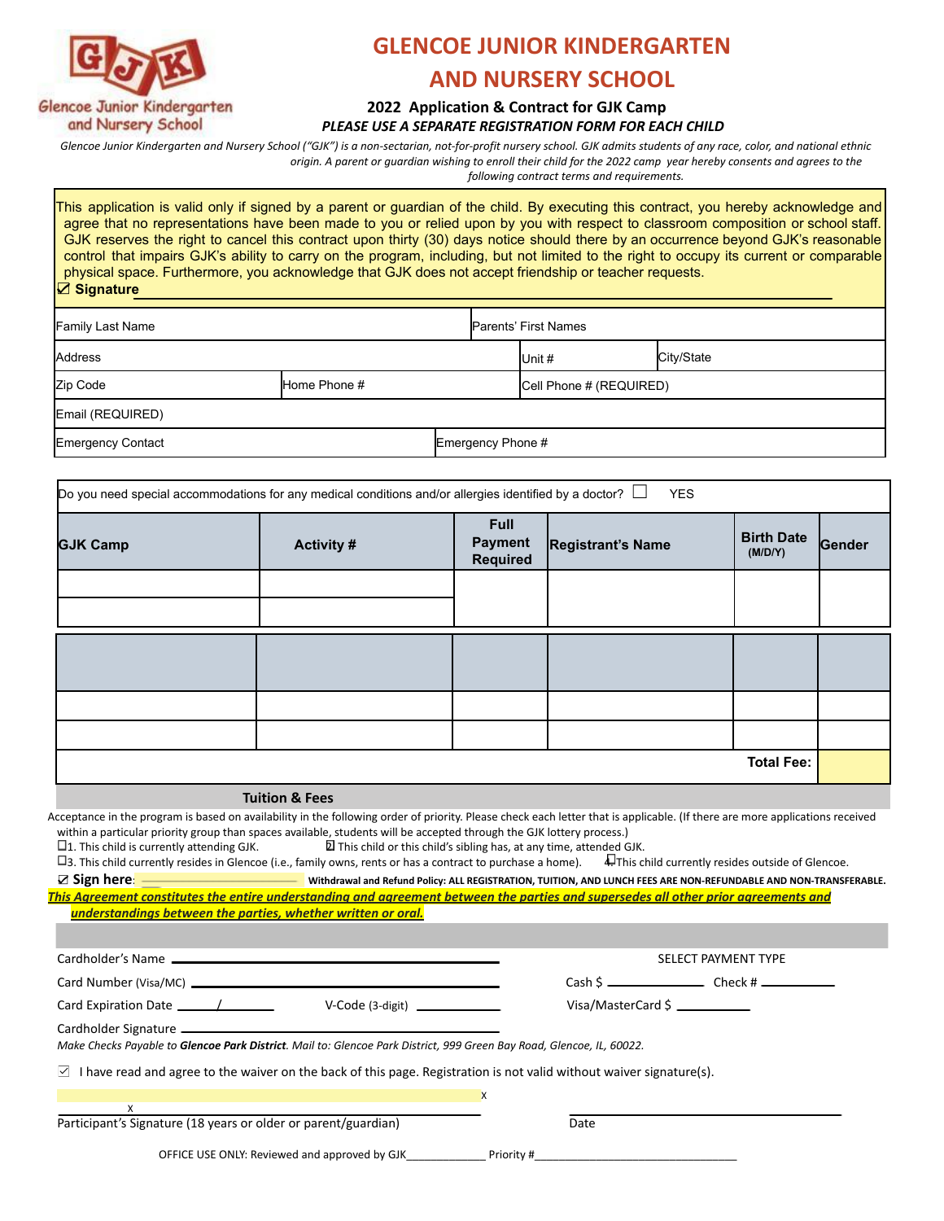# GLENCOE JUNIOR KINDERGARTEN AND NURSERY SCHOOL

Glencoe Junior Kindergarten and Nursery School

### 2022 Application & Contract for GJK Camp

***PLEASE USE A SEPARATE REGISTRATION FORM FOR EACH CHILD***

*Glencoe Junior Kindergarten and Nursery School ("GJK") is a non-sectarian, not-for-profit nursery school. GJK admits students of any race, color, and national ethnic origin. A parent or guardian wishing to enroll their child for the 2022 camp year hereby consents and agrees to the following contract terms and requirements.*

This application is valid only if signed by a parent or guardian of the child. By executing this contract, you hereby acknowledge and agree that no representations have been made to you or relied upon by you with respect to classroom composition or school staff. GJK reserves the right to cancel this contract upon thirty (30) days notice should there by an occurrence beyond GJK's reasonable control that impairs GJK's ability to carry on the program, including, but not limited to the right to occupy its current or comparable physical space. Furthermore, you acknowledge that GJK does not accept friendship or teacher requests.

☑ **Signature** ______________________________

| Family Last Name | | Parents' First Names | |
|---|---|---|---|
| Address | | Unit # | City/State |
| Zip Code | Home Phone # | Cell Phone # (REQUIRED) | |
| Email (REQUIRED) | | | |
| Emergency Contact | | Emergency Phone # | |

Do you need special accommodations for any medical conditions and/or allergies identified by a doctor? ☐ YES

| GJK Camp | Activity # | Full Payment Required | Registrant's Name | Birth Date (M/D/Y) | Gender |
|---|---|---|---|---|---|
| | | | | | |
| | | | | | |
| | | | | | |
| | | | | | |
| | | | | | |
| | | | | **Total Fee:** | |

**Tuition & Fees**

Acceptance in the program is based on availability in the following order of priority. Please check each letter that is applicable. (If there are more applications received within a particular priority group than spaces available, students will be accepted through the GJK lottery process.)

☐1. This child is currently attending GJK. ☐2. This child or this child's sibling has, at any time, attended GJK.

☐3. This child currently resides in Glencoe (i.e., family owns, rents or has a contract to purchase a home). ☐4. This child currently resides outside of Glencoe.

☑ **Sign here**: ______________ **Withdrawal and Refund Policy: ALL REGISTRATION, TUITION, AND LUNCH FEES ARE NON-REFUNDABLE AND NON-TRANSFERABLE.**

***<u>This Agreement constitutes the entire understanding and agreement between the parties and supersedes all other prior agreements and understandings between the parties, whether written or oral.</u>***

Cardholder's Name ______________________________ SELECT PAYMENT TYPE

Card Number (Visa/MC) ______________________________ Cash $ __________ Check # __________

Card Expiration Date ____/______ V-Code (3-digit) __________ Visa/MasterCard $ __________

Cardholder Signature ______________________________

*Make Checks Payable to **Glencoe Park District**. Mail to: Glencoe Park District, 999 Green Bay Road, Glencoe, IL, 60022.*

☑ I have read and agree to the waiver on the back of this page. Registration is not valid without waiver signature(s).

X ______________________________ X

Participant's Signature (18 years or older or parent/guardian) Date ______________________________

OFFICE USE ONLY: Reviewed and approved by GJK____________ Priority #________________________________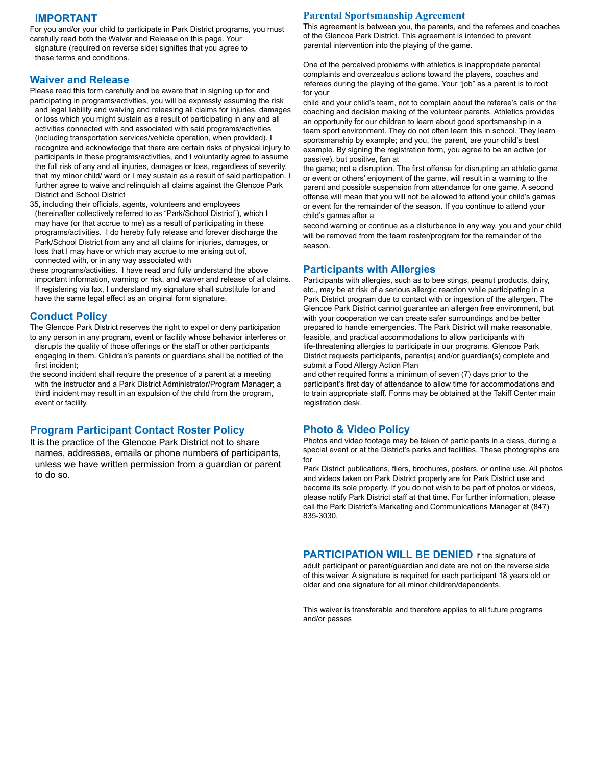## IMPORTANT

For you and/or your child to participate in Park District programs, you must carefully read both the Waiver and Release on this page. Your signature (required on reverse side) signifies that you agree to these terms and conditions.

## Waiver and Release

Please read this form carefully and be aware that in signing up for and participating in programs/activities, you will be expressly assuming the risk and legal liability and waiving and releasing all claims for injuries, damages or loss which you might sustain as a result of participating in any and all activities connected with and associated with said programs/activities (including transportation services/vehicle operation, when provided). I recognize and acknowledge that there are certain risks of physical injury to participants in these programs/activities, and I voluntarily agree to assume the full risk of any and all injuries, damages or loss, regardless of severity, that my minor child/ ward or I may sustain as a result of said participation. I further agree to waive and relinquish all claims against the Glencoe Park District and School District 35, including their officials, agents, volunteers and employees (hereinafter collectively referred to as "Park/School District"), which I may have (or that accrue to me) as a result of participating in these programs/activities. I do hereby fully release and forever discharge the Park/School District from any and all claims for injuries, damages, or loss that I may have or which may accrue to me arising out of, connected with, or in any way associated with these programs/activities. I have read and fully understand the above important information, warning or risk, and waiver and release of all claims. If registering via fax, I understand my signature shall substitute for and have the same legal effect as an original form signature.

## Conduct Policy

The Glencoe Park District reserves the right to expel or deny participation to any person in any program, event or facility whose behavior interferes or disrupts the quality of those offerings or the staff or other participants engaging in them. Children's parents or guardians shall be notified of the first incident; the second incident shall require the presence of a parent at a meeting with the instructor and a Park District Administrator/Program Manager; a third incident may result in an expulsion of the child from the program, event or facility.

## Program Participant Contact Roster Policy

It is the practice of the Glencoe Park District not to share names, addresses, emails or phone numbers of participants, unless we have written permission from a guardian or parent to do so.

## Parental Sportsmanship Agreement

This agreement is between you, the parents, and the referees and coaches of the Glencoe Park District. This agreement is intended to prevent parental intervention into the playing of the game.

One of the perceived problems with athletics is inappropriate parental complaints and overzealous actions toward the players, coaches and referees during the playing of the game. Your "job" as a parent is to root for your child and your child's team, not to complain about the referee's calls or the coaching and decision making of the volunteer parents. Athletics provides an opportunity for our children to learn about good sportsmanship in a team sport environment. They do not often learn this in school. They learn sportsmanship by example; and you, the parent, are your child's best example. By signing the registration form, you agree to be an active (or passive), but positive, fan at the game; not a disruption. The first offense for disrupting an athletic game or event or others' enjoyment of the game, will result in a warning to the parent and possible suspension from attendance for one game. A second offense will mean that you will not be allowed to attend your child's games or event for the remainder of the season. If you continue to attend your child's games after a second warning or continue as a disturbance in any way, you and your child will be removed from the team roster/program for the remainder of the season.

## Participants with Allergies

Participants with allergies, such as to bee stings, peanut products, dairy, etc., may be at risk of a serious allergic reaction while participating in a Park District program due to contact with or ingestion of the allergen. The Glencoe Park District cannot guarantee an allergen free environment, but with your cooperation we can create safer surroundings and be better prepared to handle emergencies. The Park District will make reasonable, feasible, and practical accommodations to allow participants with life-threatening allergies to participate in our programs. Glencoe Park District requests participants, parent(s) and/or guardian(s) complete and submit a Food Allergy Action Plan and other required forms a minimum of seven (7) days prior to the participant's first day of attendance to allow time for accommodations and to train appropriate staff. Forms may be obtained at the Takiff Center main registration desk.

## Photo & Video Policy

Photos and video footage may be taken of participants in a class, during a special event or at the District's parks and facilities. These photographs are for Park District publications, fliers, brochures, posters, or online use. All photos and videos taken on Park District property are for Park District use and become its sole property. If you do not wish to be part of photos or videos, please notify Park District staff at that time. For further information, please call the Park District's Marketing and Communications Manager at (847) 835-3030.

**PARTICIPATION WILL BE DENIED** if the signature of adult participant or parent/guardian and date are not on the reverse side of this waiver. A signature is required for each participant 18 years old or older and one signature for all minor children/dependents.

This waiver is transferable and therefore applies to all future programs and/or passes